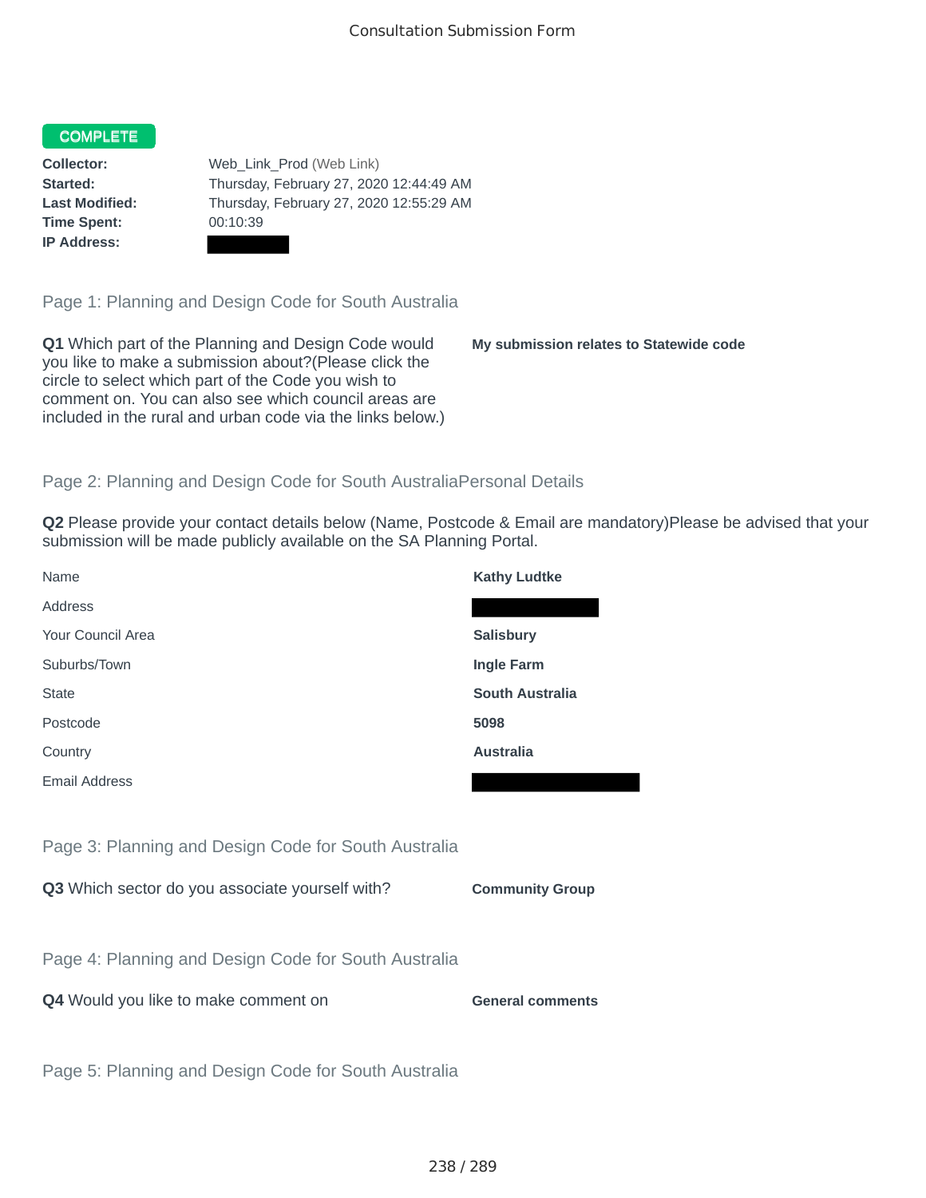# Consultation Submission Form

**COMPLETE**

| | |
|---|---|
| **Collector:** | Web_Link_Prod (Web Link) |
| **Started:** | Thursday, February 27, 2020 12:44:49 AM |
| **Last Modified:** | Thursday, February 27, 2020 12:55:29 AM |
| **Time Spent:** | 00:10:39 |
| **IP Address:** | |

## Page 1: Planning and Design Code for South Australia

**Q1** Which part of the Planning and Design Code would you like to make a submission about?(Please click the circle to select which part of the Code you wish to comment on. You can also see which council areas are included in the rural and urban code via the links below.)

**My submission relates to Statewide code**

## Page 2: Planning and Design Code for South AustraliaPersonal Details

**Q2** Please provide your contact details below (Name, Postcode & Email are mandatory)Please be advised that your submission will be made publicly available on the SA Planning Portal.

| | |
|---|---|
| Name | **Kathy Ludtke** |
| Address | |
| Your Council Area | **Salisbury** |
| Suburbs/Town | **Ingle Farm** |
| State | **South Australia** |
| Postcode | **5098** |
| Country | **Australia** |
| Email Address | |

## Page 3: Planning and Design Code for South Australia

**Q3** Which sector do you associate yourself with?

**Community Group**

## Page 4: Planning and Design Code for South Australia

**Q4** Would you like to make comment on

**General comments**

## Page 5: Planning and Design Code for South Australia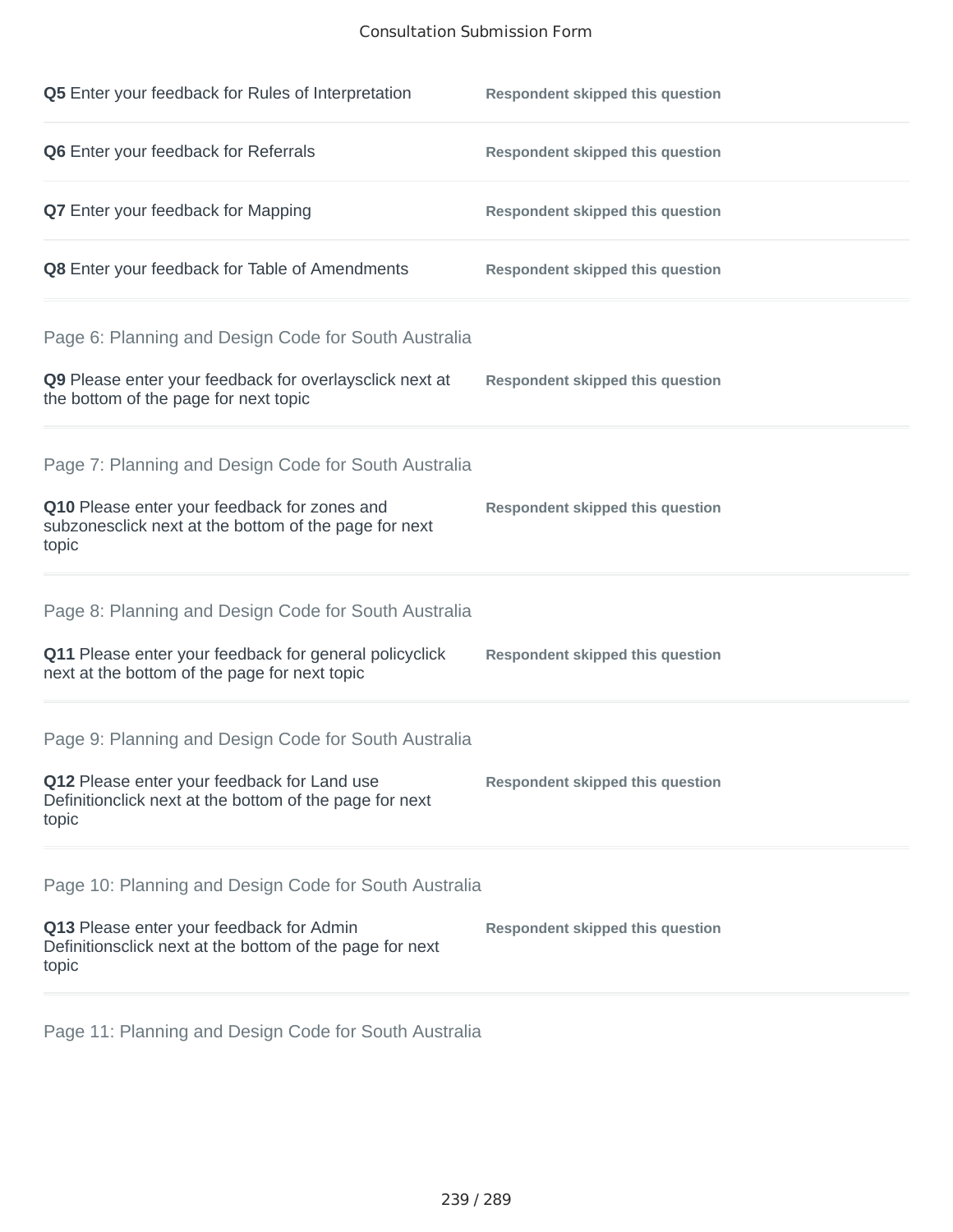**Q5** Enter your feedback for Rules of Interpretation — **Respondent skipped this question**

**Q6** Enter your feedback for Referrals — **Respondent skipped this question**

**Q7** Enter your feedback for Mapping — **Respondent skipped this question**

**Q8** Enter your feedback for Table of Amendments — **Respondent skipped this question**

## Page 6: Planning and Design Code for South Australia

**Q9** Please enter your feedback for overlaysclick next at the bottom of the page for next topic — **Respondent skipped this question**

## Page 7: Planning and Design Code for South Australia

**Q10** Please enter your feedback for zones and subzonesclick next at the bottom of the page for next topic — **Respondent skipped this question**

## Page 8: Planning and Design Code for South Australia

**Q11** Please enter your feedback for general policyclick next at the bottom of the page for next topic — **Respondent skipped this question**

## Page 9: Planning and Design Code for South Australia

**Q12** Please enter your feedback for Land use Definitionclick next at the bottom of the page for next topic — **Respondent skipped this question**

## Page 10: Planning and Design Code for South Australia

**Q13** Please enter your feedback for Admin Definitionsclick next at the bottom of the page for next topic — **Respondent skipped this question**

## Page 11: Planning and Design Code for South Australia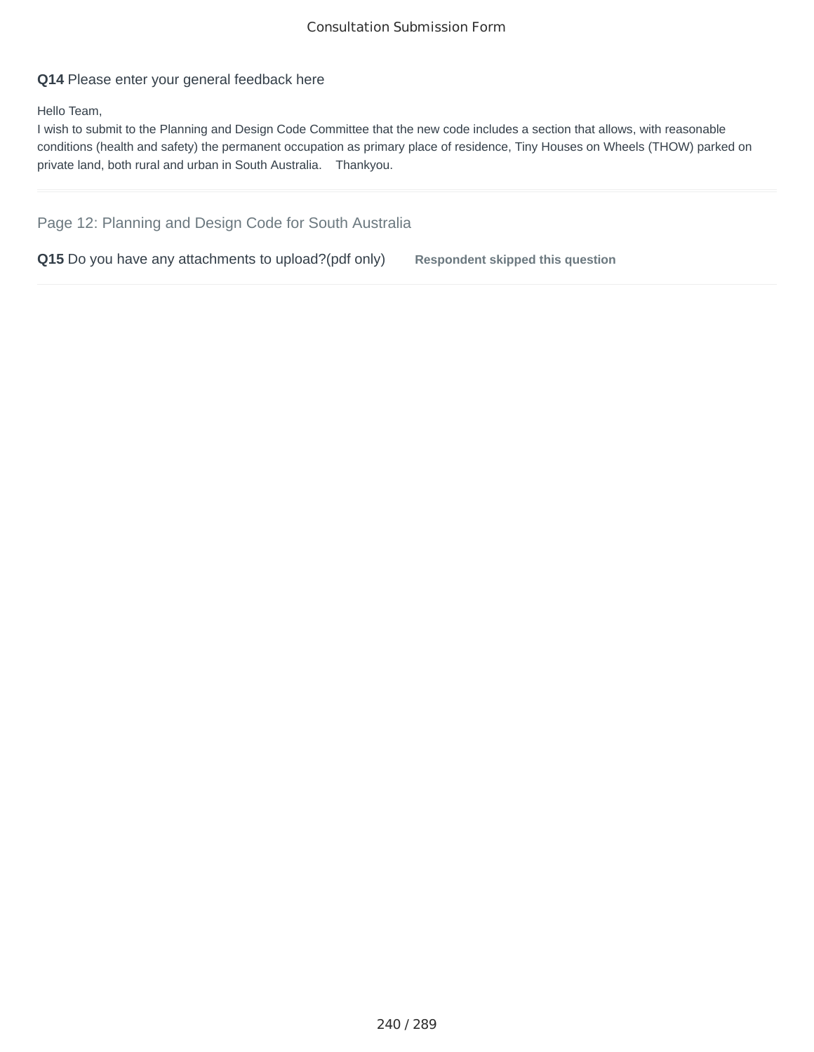**Q14** Please enter your general feedback here

Hello Team,
I wish to submit to the Planning and Design Code Committee that the new code includes a section that allows, with reasonable conditions (health and safety) the permanent occupation as primary place of residence, Tiny Houses on Wheels (THOW) parked on private land, both rural and urban in South Australia. Thankyou.

## Page 12: Planning and Design Code for South Australia

**Q15** Do you have any attachments to upload?(pdf only) **Respondent skipped this question**